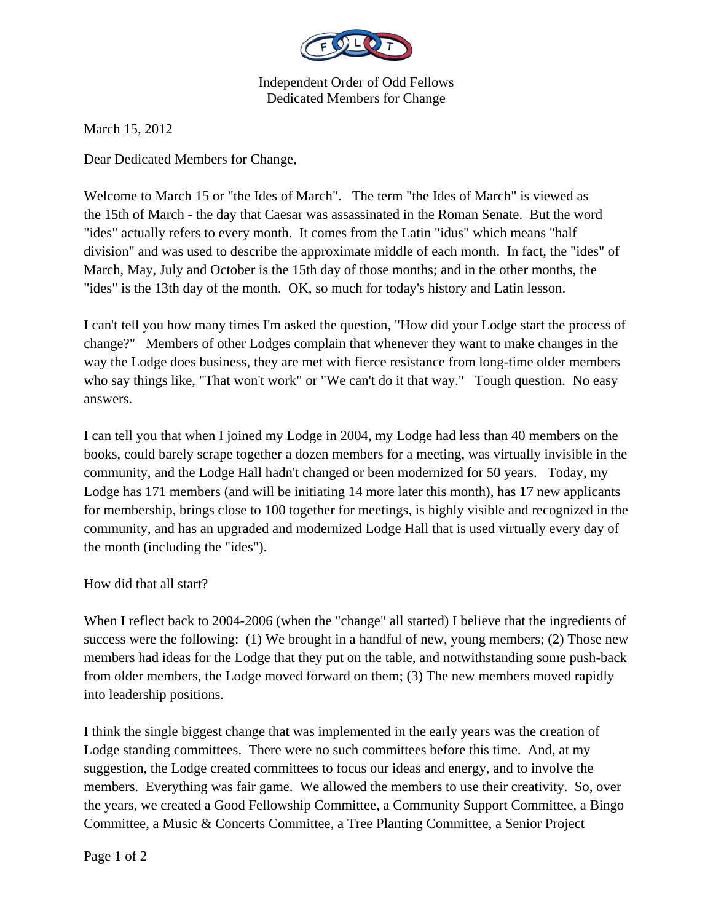Independent Order of Odd Fellows
Dedicated Members for Change

March 15, 2012

Dear Dedicated Members for Change,

Welcome to March 15 or "the Ides of March". The term "the Ides of March" is viewed as the 15th of March - the day that Caesar was assassinated in the Roman Senate. But the word "ides" actually refers to every month. It comes from the Latin "idus" which means "half division" and was used to describe the approximate middle of each month. In fact, the "ides" of March, May, July and October is the 15th day of those months; and in the other months, the "ides" is the 13th day of the month. OK, so much for today's history and Latin lesson.

I can't tell you how many times I'm asked the question, "How did your Lodge start the process of change?" Members of other Lodges complain that whenever they want to make changes in the way the Lodge does business, they are met with fierce resistance from long-time older members who say things like, "That won't work" or "We can't do it that way." Tough question. No easy answers.

I can tell you that when I joined my Lodge in 2004, my Lodge had less than 40 members on the books, could barely scrape together a dozen members for a meeting, was virtually invisible in the community, and the Lodge Hall hadn't changed or been modernized for 50 years. Today, my Lodge has 171 members (and will be initiating 14 more later this month), has 17 new applicants for membership, brings close to 100 together for meetings, is highly visible and recognized in the community, and has an upgraded and modernized Lodge Hall that is used virtually every day of the month (including the "ides").

How did that all start?

When I reflect back to 2004-2006 (when the "change" all started) I believe that the ingredients of success were the following: (1) We brought in a handful of new, young members; (2) Those new members had ideas for the Lodge that they put on the table, and notwithstanding some push-back from older members, the Lodge moved forward on them; (3) The new members moved rapidly into leadership positions.

I think the single biggest change that was implemented in the early years was the creation of Lodge standing committees. There were no such committees before this time. And, at my suggestion, the Lodge created committees to focus our ideas and energy, and to involve the members. Everything was fair game. We allowed the members to use their creativity. So, over the years, we created a Good Fellowship Committee, a Community Support Committee, a Bingo Committee, a Music & Concerts Committee, a Tree Planting Committee, a Senior Project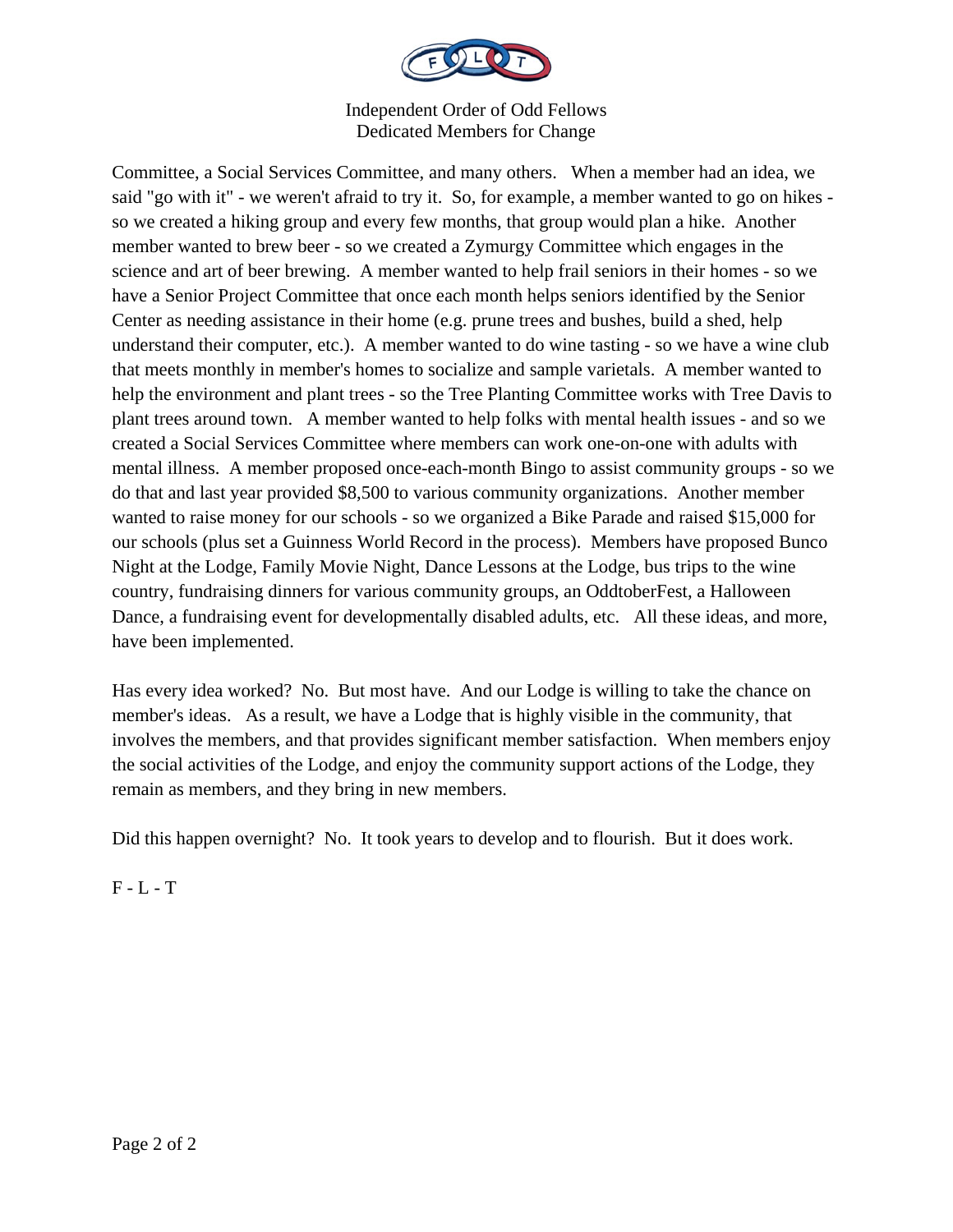Committee, a Social Services Committee, and many others. When a member had an idea, we said "go with it" - we weren't afraid to try it. So, for example, a member wanted to go on hikes - so we created a hiking group and every few months, that group would plan a hike. Another member wanted to brew beer - so we created a Zymurgy Committee which engages in the science and art of beer brewing. A member wanted to help frail seniors in their homes - so we have a Senior Project Committee that once each month helps seniors identified by the Senior Center as needing assistance in their home (e.g. prune trees and bushes, build a shed, help understand their computer, etc.). A member wanted to do wine tasting - so we have a wine club that meets monthly in member's homes to socialize and sample varietals. A member wanted to help the environment and plant trees - so the Tree Planting Committee works with Tree Davis to plant trees around town. A member wanted to help folks with mental health issues - and so we created a Social Services Committee where members can work one-on-one with adults with mental illness. A member proposed once-each-month Bingo to assist community groups - so we do that and last year provided $8,500 to various community organizations. Another member wanted to raise money for our schools - so we organized a Bike Parade and raised $15,000 for our schools (plus set a Guinness World Record in the process). Members have proposed Bunco Night at the Lodge, Family Movie Night, Dance Lessons at the Lodge, bus trips to the wine country, fundraising dinners for various community groups, an OddtoberFest, a Halloween Dance, a fundraising event for developmentally disabled adults, etc. All these ideas, and more, have been implemented.

Has every idea worked? No. But most have. And our Lodge is willing to take the chance on member's ideas. As a result, we have a Lodge that is highly visible in the community, that involves the members, and that provides significant member satisfaction. When members enjoy the social activities of the Lodge, and enjoy the community support actions of the Lodge, they remain as members, and they bring in new members.

Did this happen overnight? No. It took years to develop and to flourish. But it does work.

F - L - T